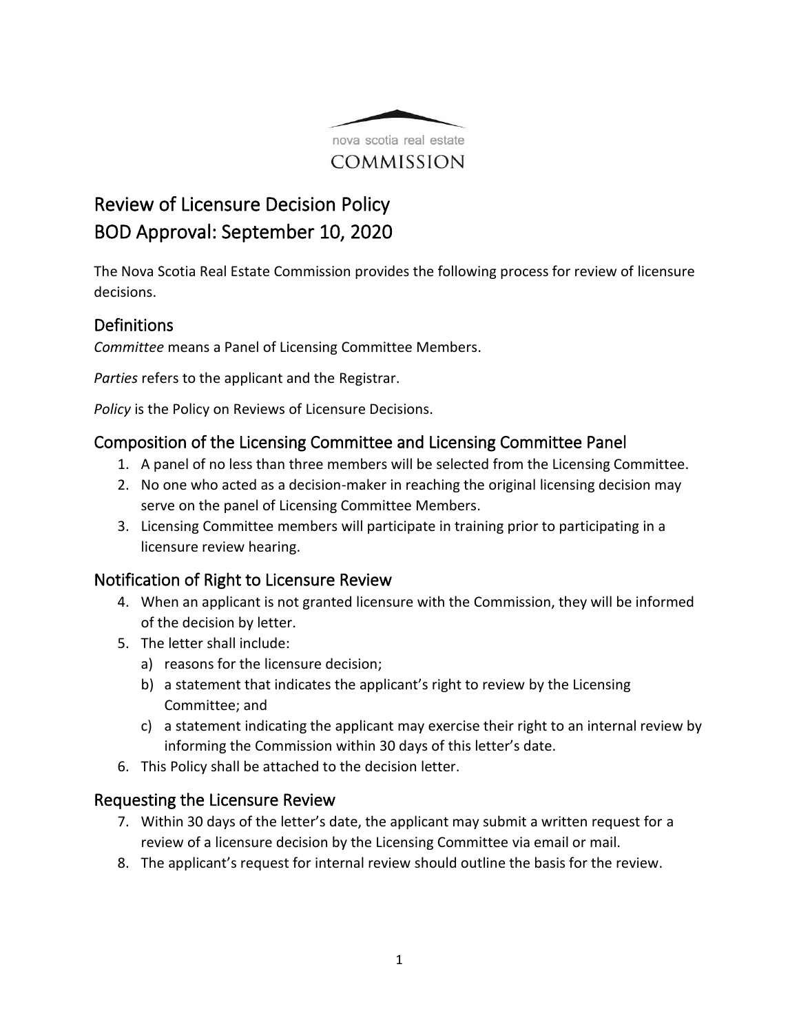nova scotia real estate
COMMISSION

# Review of Licensure Decision Policy
# BOD Approval: September 10, 2020

The Nova Scotia Real Estate Commission provides the following process for review of licensure decisions.

## Definitions

*Committee* means a Panel of Licensing Committee Members.

*Parties* refers to the applicant and the Registrar.

*Policy* is the Policy on Reviews of Licensure Decisions.

## Composition of the Licensing Committee and Licensing Committee Panel

1. A panel of no less than three members will be selected from the Licensing Committee.
2. No one who acted as a decision-maker in reaching the original licensing decision may serve on the panel of Licensing Committee Members.
3. Licensing Committee members will participate in training prior to participating in a licensure review hearing.

## Notification of Right to Licensure Review

4. When an applicant is not granted licensure with the Commission, they will be informed of the decision by letter.
5. The letter shall include:
   a) reasons for the licensure decision;
   b) a statement that indicates the applicant's right to review by the Licensing Committee; and
   c) a statement indicating the applicant may exercise their right to an internal review by informing the Commission within 30 days of this letter's date.
6. This Policy shall be attached to the decision letter.

## Requesting the Licensure Review

7. Within 30 days of the letter's date, the applicant may submit a written request for a review of a licensure decision by the Licensing Committee via email or mail.
8. The applicant's request for internal review should outline the basis for the review.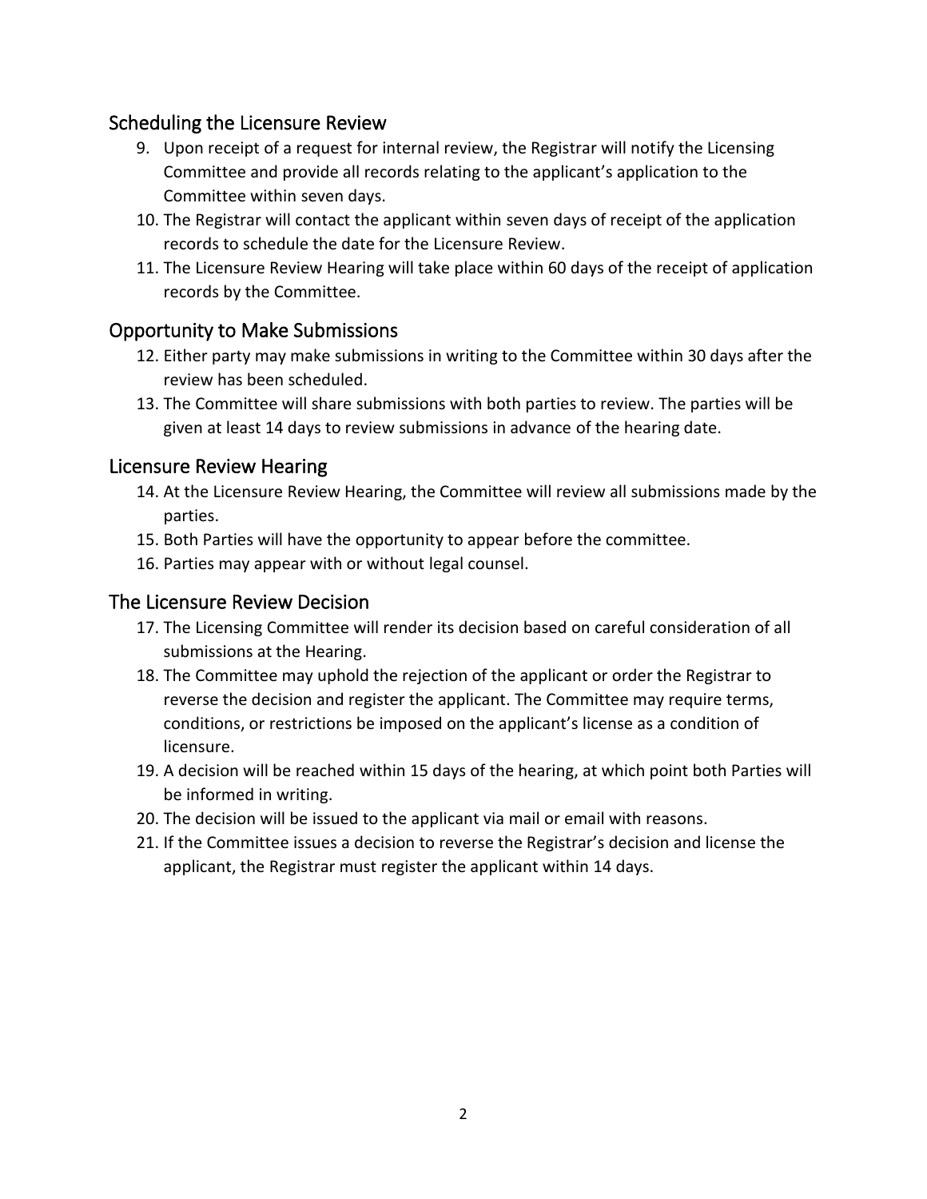## Scheduling the Licensure Review

9. Upon receipt of a request for internal review, the Registrar will notify the Licensing Committee and provide all records relating to the applicant's application to the Committee within seven days.
10. The Registrar will contact the applicant within seven days of receipt of the application records to schedule the date for the Licensure Review.
11. The Licensure Review Hearing will take place within 60 days of the receipt of application records by the Committee.

## Opportunity to Make Submissions

12. Either party may make submissions in writing to the Committee within 30 days after the review has been scheduled.
13. The Committee will share submissions with both parties to review. The parties will be given at least 14 days to review submissions in advance of the hearing date.

## Licensure Review Hearing

14. At the Licensure Review Hearing, the Committee will review all submissions made by the parties.
15. Both Parties will have the opportunity to appear before the committee.
16. Parties may appear with or without legal counsel.

## The Licensure Review Decision

17. The Licensing Committee will render its decision based on careful consideration of all submissions at the Hearing.
18. The Committee may uphold the rejection of the applicant or order the Registrar to reverse the decision and register the applicant. The Committee may require terms, conditions, or restrictions be imposed on the applicant's license as a condition of licensure.
19. A decision will be reached within 15 days of the hearing, at which point both Parties will be informed in writing.
20. The decision will be issued to the applicant via mail or email with reasons.
21. If the Committee issues a decision to reverse the Registrar's decision and license the applicant, the Registrar must register the applicant within 14 days.